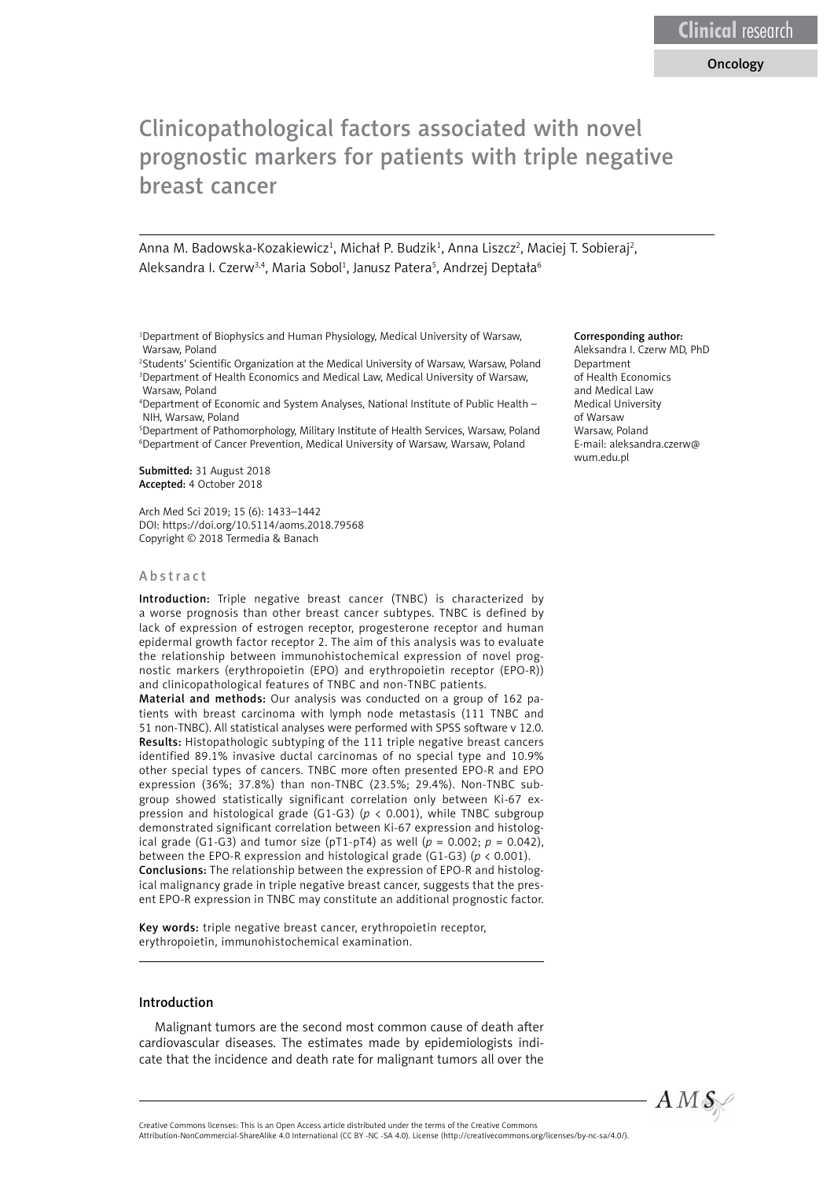Clinical research

Oncology

# Clinicopathological factors associated with novel prognostic markers for patients with triple negative breast cancer

Anna M. Badowska-Kozakiewicz[1], Michał P. Budzik[1], Anna Liszcz[2], Maciej T. Sobieraj[2], Aleksandra I. Czerw[3,4], Maria Sobol[1], Janusz Patera[5], Andrzej Deptała[6]

[1]Department of Biophysics and Human Physiology, Medical University of Warsaw, Warsaw, Poland
[2]Students' Scientific Organization at the Medical University of Warsaw, Warsaw, Poland
[3]Department of Health Economics and Medical Law, Medical University of Warsaw, Warsaw, Poland
[4]Department of Economic and System Analyses, National Institute of Public Health – NIH, Warsaw, Poland
[5]Department of Pathomorphology, Military Institute of Health Services, Warsaw, Poland
[6]Department of Cancer Prevention, Medical University of Warsaw, Warsaw, Poland

**Submitted:** 31 August 2018
**Accepted:** 4 October 2018

Arch Med Sci 2019; 15 (6): 1433–1442
DOI: https://doi.org/10.5114/aoms.2018.79568
Copyright © 2018 Termedia & Banach

**Corresponding author:**
Aleksandra I. Czerw MD, PhD
Department
of Health Economics
and Medical Law
Medical University
of Warsaw
Warsaw, Poland
E-mail: aleksandra.czerw@wum.edu.pl

## Abstract

**Introduction:** Triple negative breast cancer (TNBC) is characterized by a worse prognosis than other breast cancer subtypes. TNBC is defined by lack of expression of estrogen receptor, progesterone receptor and human epidermal growth factor receptor 2. The aim of this analysis was to evaluate the relationship between immunohistochemical expression of novel prognostic markers (erythropoietin (EPO) and erythropoietin receptor (EPO-R)) and clinicopathological features of TNBC and non-TNBC patients.

**Material and methods:** Our analysis was conducted on a group of 162 patients with breast carcinoma with lymph node metastasis (111 TNBC and 51 non-TNBC). All statistical analyses were performed with SPSS software v 12.0.

**Results:** Histopathologic subtyping of the 111 triple negative breast cancers identified 89.1% invasive ductal carcinomas of no special type and 10.9% other special types of cancers. TNBC more often presented EPO-R and EPO expression (36%; 37.8%) than non-TNBC (23.5%; 29.4%). Non-TNBC subgroup showed statistically significant correlation only between Ki-67 expression and histological grade (G1-G3) ($p < 0.001$), while TNBC subgroup demonstrated significant correlation between Ki-67 expression and histological grade (G1-G3) and tumor size (pT1-pT4) as well ($p = 0.002$; $p = 0.042$), between the EPO-R expression and histological grade (G1-G3) ($p < 0.001$).

**Conclusions:** The relationship between the expression of EPO-R and histological malignancy grade in triple negative breast cancer, suggests that the present EPO-R expression in TNBC may constitute an additional prognostic factor.

**Key words:** triple negative breast cancer, erythropoietin receptor, erythropoietin, immunohistochemical examination.

## Introduction

Malignant tumors are the second most common cause of death after cardiovascular diseases. The estimates made by epidemiologists indicate that the incidence and death rate for malignant tumors all over the

Creative Commons licenses: This is an Open Access article distributed under the terms of the Creative Commons Attribution-NonCommercial-ShareAlike 4.0 International (CC BY -NC -SA 4.0). License (http://creativecommons.org/licenses/by-nc-sa/4.0/).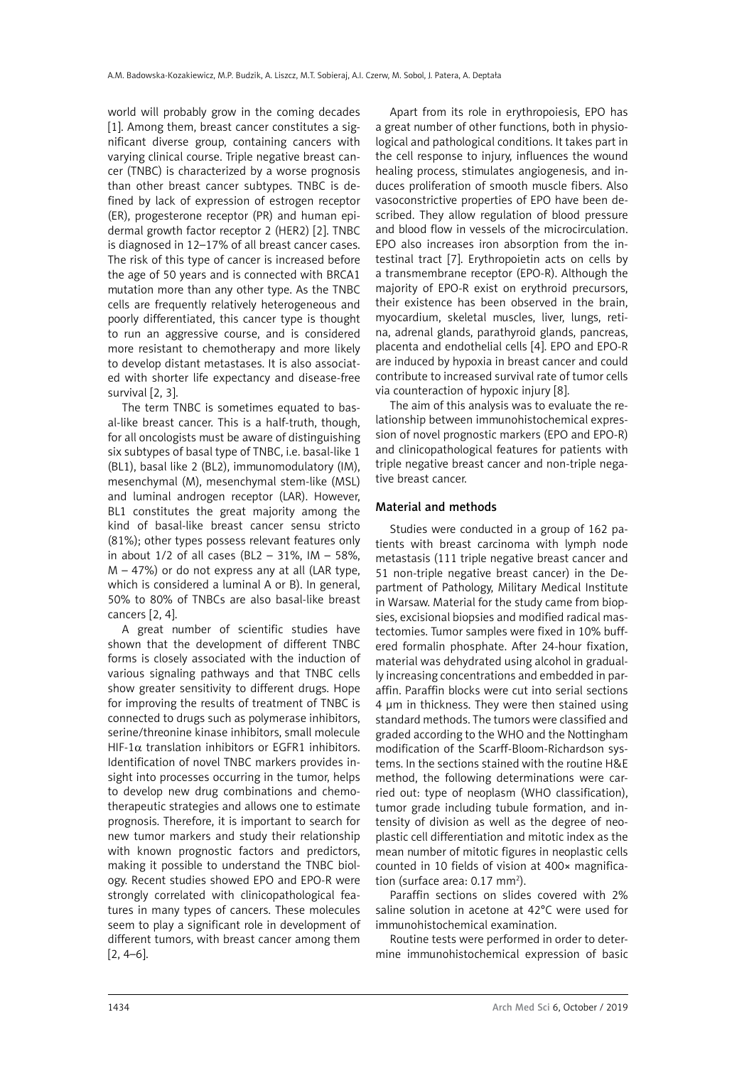world will probably grow in the coming decades [1]. Among them, breast cancer constitutes a significant diverse group, containing cancers with varying clinical course. Triple negative breast cancer (TNBC) is characterized by a worse prognosis than other breast cancer subtypes. TNBC is defined by lack of expression of estrogen receptor (ER), progesterone receptor (PR) and human epidermal growth factor receptor 2 (HER2) [2]. TNBC is diagnosed in 12–17% of all breast cancer cases. The risk of this type of cancer is increased before the age of 50 years and is connected with BRCA1 mutation more than any other type. As the TNBC cells are frequently relatively heterogeneous and poorly differentiated, this cancer type is thought to run an aggressive course, and is considered more resistant to chemotherapy and more likely to develop distant metastases. It is also associated with shorter life expectancy and disease-free survival [2, 3].

The term TNBC is sometimes equated to basal-like breast cancer. This is a half-truth, though, for all oncologists must be aware of distinguishing six subtypes of basal type of TNBC, i.e. basal-like 1 (BL1), basal like 2 (BL2), immunomodulatory (IM), mesenchymal (M), mesenchymal stem-like (MSL) and luminal androgen receptor (LAR). However, BL1 constitutes the great majority among the kind of basal-like breast cancer sensu stricto (81%); other types possess relevant features only in about 1/2 of all cases (BL2 – 31%, IM – 58%, M – 47%) or do not express any at all (LAR type, which is considered a luminal A or B). In general, 50% to 80% of TNBCs are also basal-like breast cancers [2, 4].

A great number of scientific studies have shown that the development of different TNBC forms is closely associated with the induction of various signaling pathways and that TNBC cells show greater sensitivity to different drugs. Hope for improving the results of treatment of TNBC is connected to drugs such as polymerase inhibitors, serine/threonine kinase inhibitors, small molecule HIF-1$\alpha$ translation inhibitors or EGFR1 inhibitors. Identification of novel TNBC markers provides insight into processes occurring in the tumor, helps to develop new drug combinations and chemotherapeutic strategies and allows one to estimate prognosis. Therefore, it is important to search for new tumor markers and study their relationship with known prognostic factors and predictors, making it possible to understand the TNBC biology. Recent studies showed EPO and EPO-R were strongly correlated with clinicopathological features in many types of cancers. These molecules seem to play a significant role in development of different tumors, with breast cancer among them [2, 4–6].

Apart from its role in erythropoiesis, EPO has a great number of other functions, both in physiological and pathological conditions. It takes part in the cell response to injury, influences the wound healing process, stimulates angiogenesis, and induces proliferation of smooth muscle fibers. Also vasoconstrictive properties of EPO have been described. They allow regulation of blood pressure and blood flow in vessels of the microcirculation. EPO also increases iron absorption from the intestinal tract [7]. Erythropoietin acts on cells by a transmembrane receptor (EPO-R). Although the majority of EPO-R exist on erythroid precursors, their existence has been observed in the brain, myocardium, skeletal muscles, liver, lungs, retina, adrenal glands, parathyroid glands, pancreas, placenta and endothelial cells [4]. EPO and EPO-R are induced by hypoxia in breast cancer and could contribute to increased survival rate of tumor cells via counteraction of hypoxic injury [8].

The aim of this analysis was to evaluate the relationship between immunohistochemical expression of novel prognostic markers (EPO and EPO-R) and clinicopathological features for patients with triple negative breast cancer and non-triple negative breast cancer.

## Material and methods

Studies were conducted in a group of 162 patients with breast carcinoma with lymph node metastasis (111 triple negative breast cancer and 51 non-triple negative breast cancer) in the Department of Pathology, Military Medical Institute in Warsaw. Material for the study came from biopsies, excisional biopsies and modified radical mastectomies. Tumor samples were fixed in 10% buffered formalin phosphate. After 24-hour fixation, material was dehydrated using alcohol in gradually increasing concentrations and embedded in paraffin. Paraffin blocks were cut into serial sections 4 µm in thickness. They were then stained using standard methods. The tumors were classified and graded according to the WHO and the Nottingham modification of the Scarff-Bloom-Richardson systems. In the sections stained with the routine H&E method, the following determinations were carried out: type of neoplasm (WHO classification), tumor grade including tubule formation, and intensity of division as well as the degree of neoplastic cell differentiation and mitotic index as the mean number of mitotic figures in neoplastic cells counted in 10 fields of vision at 400× magnification (surface area: 0.17 mm$^2$).

Paraffin sections on slides covered with 2% saline solution in acetone at 42°C were used for immunohistochemical examination.

Routine tests were performed in order to determine immunohistochemical expression of basic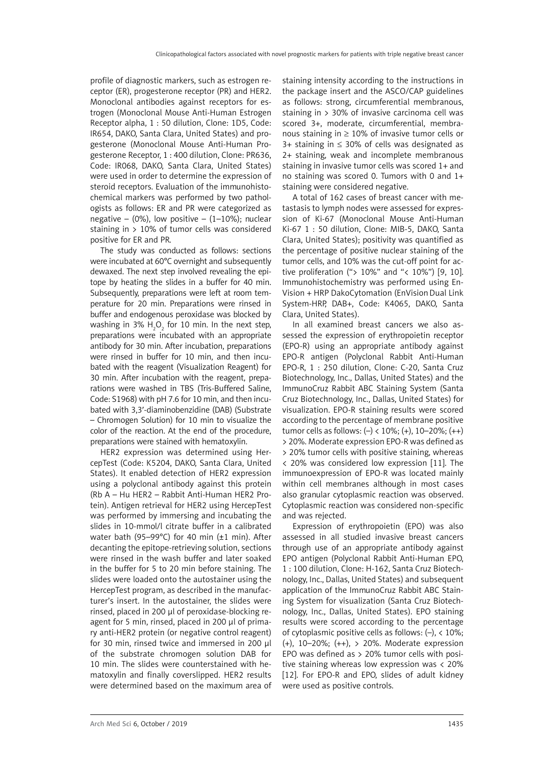profile of diagnostic markers, such as estrogen receptor (ER), progesterone receptor (PR) and HER2. Monoclonal antibodies against receptors for estrogen (Monoclonal Mouse Anti-Human Estrogen Receptor alpha, 1 : 50 dilution, Clone: 1D5, Code: IR654, DAKO, Santa Clara, United States) and progesterone (Monoclonal Mouse Anti-Human Progesterone Receptor, 1 : 400 dilution, Clone: PR636, Code: IR068, DAKO, Santa Clara, United States) were used in order to determine the expression of steroid receptors. Evaluation of the immunohistochemical markers was performed by two pathologists as follows: ER and PR were categorized as negative – (0%), low positive – (1–10%); nuclear staining in > 10% of tumor cells was considered positive for ER and PR.

The study was conducted as follows: sections were incubated at 60°C overnight and subsequently dewaxed. The next step involved revealing the epitope by heating the slides in a buffer for 40 min. Subsequently, preparations were left at room temperature for 20 min. Preparations were rinsed in buffer and endogenous peroxidase was blocked by washing in 3% $H_2O_2$ for 10 min. In the next step, preparations were incubated with an appropriate antibody for 30 min. After incubation, preparations were rinsed in buffer for 10 min, and then incubated with the reagent (Visualization Reagent) for 30 min. After incubation with the reagent, preparations were washed in TBS (Tris-Buffered Saline, Code: S1968) with pH 7.6 for 10 min, and then incubated with 3,3′-diaminobenzidine (DAB) (Substrate – Chromogen Solution) for 10 min to visualize the color of the reaction. At the end of the procedure, preparations were stained with hematoxylin.

HER2 expression was determined using HercepTest (Code: K5204, DAKO, Santa Clara, United States). It enabled detection of HER2 expression using a polyclonal antibody against this protein (Rb A – Hu HER2 – Rabbit Anti-Human HER2 Protein). Antigen retrieval for HER2 using HercepTest was performed by immersing and incubating the slides in 10-mmol/l citrate buffer in a calibrated water bath (95–99°C) for 40 min (±1 min). After decanting the epitope-retrieving solution, sections were rinsed in the wash buffer and later soaked in the buffer for 5 to 20 min before staining. The slides were loaded onto the autostainer using the HercepTest program, as described in the manufacturer's insert. In the autostainer, the slides were rinsed, placed in 200 μl of peroxidase-blocking reagent for 5 min, rinsed, placed in 200 μl of primary anti-HER2 protein (or negative control reagent) for 30 min, rinsed twice and immersed in 200 μl of the substrate chromogen solution DAB for 10 min. The slides were counterstained with hematoxylin and finally coverslipped. HER2 results were determined based on the maximum area of staining intensity according to the instructions in the package insert and the ASCO/CAP guidelines as follows: strong, circumferential membranous, staining in > 30% of invasive carcinoma cell was scored 3+, moderate, circumferential, membranous staining in ≥ 10% of invasive tumor cells or 3+ staining in ≤ 30% of cells was designated as 2+ staining, weak and incomplete membranous staining in invasive tumor cells was scored 1+ and no staining was scored 0. Tumors with 0 and 1+ staining were considered negative.

A total of 162 cases of breast cancer with metastasis to lymph nodes were assessed for expression of Ki-67 (Monoclonal Mouse Anti-Human Ki-67 1 : 50 dilution, Clone: MIB-5, DAKO, Santa Clara, United States); positivity was quantified as the percentage of positive nuclear staining of the tumor cells, and 10% was the cut-off point for active proliferation ("> 10%" and "< 10%") [9, 10]. Immunohistochemistry was performed using EnVision + HRP DakoCytomation (EnVision Dual Link System-HRP, DAB+, Code: K4065, DAKO, Santa Clara, United States).

In all examined breast cancers we also assessed the expression of erythropoietin receptor (EPO-R) using an appropriate antibody against EPO-R antigen (Polyclonal Rabbit Anti-Human EPO-R, 1 : 250 dilution, Clone: C-20, Santa Cruz Biotechnology, Inc., Dallas, United States) and the ImmunoCruz Rabbit ABC Staining System (Santa Cruz Biotechnology, Inc., Dallas, United States) for visualization. EPO-R staining results were scored according to the percentage of membrane positive tumor cells as follows: (–) < 10%; (+), 10–20%; (++) > 20%. Moderate expression EPO-R was defined as > 20% tumor cells with positive staining, whereas < 20% was considered low expression [11]. The immunoexpression of EPO-R was located mainly within cell membranes although in most cases also granular cytoplasmic reaction was observed. Cytoplasmic reaction was considered non-specific and was rejected.

Expression of erythropoietin (EPO) was also assessed in all studied invasive breast cancers through use of an appropriate antibody against EPO antigen (Polyclonal Rabbit Anti-Human EPO, 1 : 100 dilution, Clone: H-162, Santa Cruz Biotechnology, Inc., Dallas, United States) and subsequent application of the ImmunoCruz Rabbit ABC Staining System for visualization (Santa Cruz Biotechnology, Inc., Dallas, United States). EPO staining results were scored according to the percentage of cytoplasmic positive cells as follows: (–), < 10%; (+), 10–20%; (++), > 20%. Moderate expression EPO was defined as > 20% tumor cells with positive staining whereas low expression was < 20% [12]. For EPO-R and EPO, slides of adult kidney were used as positive controls.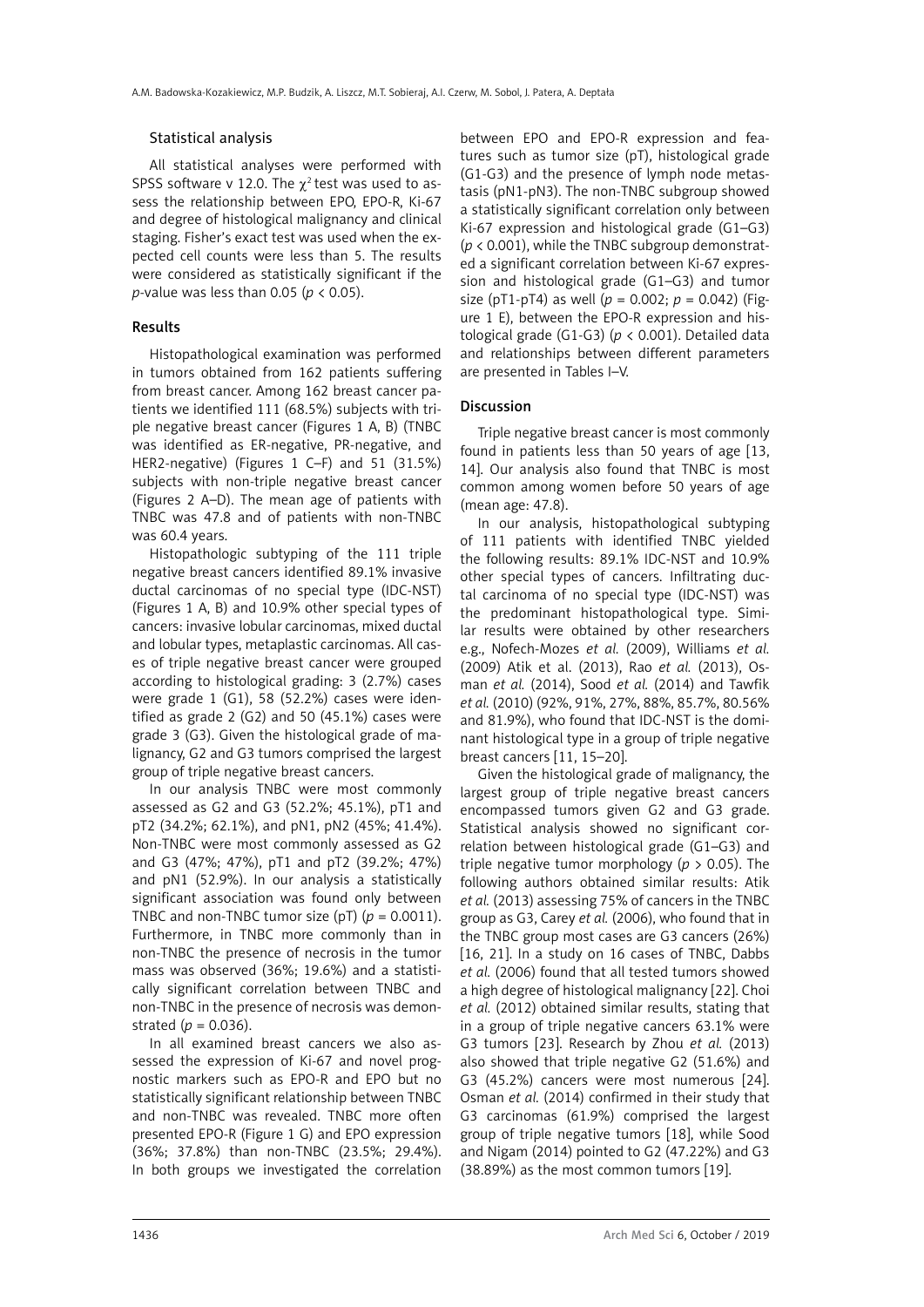### Statistical analysis

All statistical analyses were performed with SPSS software v 12.0. The $\chi^2$ test was used to assess the relationship between EPO, EPO-R, Ki-67 and degree of histological malignancy and clinical staging. Fisher's exact test was used when the expected cell counts were less than 5. The results were considered as statistically significant if the *p*-value was less than 0.05 ($p < 0.05$).

### Results

Histopathological examination was performed in tumors obtained from 162 patients suffering from breast cancer. Among 162 breast cancer patients we identified 111 (68.5%) subjects with triple negative breast cancer (Figures 1 A, B) (TNBC was identified as ER-negative, PR-negative, and HER2-negative) (Figures 1 C–F) and 51 (31.5%) subjects with non-triple negative breast cancer (Figures 2 A–D). The mean age of patients with TNBC was 47.8 and of patients with non-TNBC was 60.4 years.

Histopathologic subtyping of the 111 triple negative breast cancers identified 89.1% invasive ductal carcinomas of no special type (IDC-NST) (Figures 1 A, B) and 10.9% other special types of cancers: invasive lobular carcinomas, mixed ductal and lobular types, metaplastic carcinomas. All cases of triple negative breast cancer were grouped according to histological grading: 3 (2.7%) cases were grade 1 (G1), 58 (52.2%) cases were identified as grade 2 (G2) and 50 (45.1%) cases were grade 3 (G3). Given the histological grade of malignancy, G2 and G3 tumors comprised the largest group of triple negative breast cancers.

In our analysis TNBC were most commonly assessed as G2 and G3 (52.2%; 45.1%), pT1 and pT2 (34.2%; 62.1%), and pN1, pN2 (45%; 41.4%). Non-TNBC were most commonly assessed as G2 and G3 (47%; 47%), pT1 and pT2 (39.2%; 47%) and pN1 (52.9%). In our analysis a statistically significant association was found only between TNBC and non-TNBC tumor size (pT) ($p = 0.0011$). Furthermore, in TNBC more commonly than in non-TNBC the presence of necrosis in the tumor mass was observed (36%; 19.6%) and a statistically significant correlation between TNBC and non-TNBC in the presence of necrosis was demonstrated ($p = 0.036$).

In all examined breast cancers we also assessed the expression of Ki-67 and novel prognostic markers such as EPO-R and EPO but no statistically significant relationship between TNBC and non-TNBC was revealed. TNBC more often presented EPO-R (Figure 1 G) and EPO expression (36%; 37.8%) than non-TNBC (23.5%; 29.4%). In both groups we investigated the correlation between EPO and EPO-R expression and features such as tumor size (pT), histological grade (G1-G3) and the presence of lymph node metastasis (pN1-pN3). The non-TNBC subgroup showed a statistically significant correlation only between Ki-67 expression and histological grade (G1–G3) ($p < 0.001$), while the TNBC subgroup demonstrated a significant correlation between Ki-67 expression and histological grade (G1–G3) and tumor size (pT1-pT4) as well ($p = 0.002$; $p = 0.042$) (Figure 1 E), between the EPO-R expression and histological grade (G1-G3) ($p < 0.001$). Detailed data and relationships between different parameters are presented in Tables I–V.

### Discussion

Triple negative breast cancer is most commonly found in patients less than 50 years of age [13, 14]. Our analysis also found that TNBC is most common among women before 50 years of age (mean age: 47.8).

In our analysis, histopathological subtyping of 111 patients with identified TNBC yielded the following results: 89.1% IDC-NST and 10.9% other special types of cancers. Infiltrating ductal carcinoma of no special type (IDC-NST) was the predominant histopathological type. Similar results were obtained by other researchers e.g., Nofech-Mozes *et al.* (2009), Williams *et al.* (2009) Atik et al. (2013), Rao *et al.* (2013), Osman *et al.* (2014), Sood *et al.* (2014) and Tawfik *et al.* (2010) (92%, 91%, 27%, 88%, 85.7%, 80.56% and 81.9%), who found that IDC-NST is the dominant histological type in a group of triple negative breast cancers [11, 15–20].

Given the histological grade of malignancy, the largest group of triple negative breast cancers encompassed tumors given G2 and G3 grade. Statistical analysis showed no significant correlation between histological grade (G1–G3) and triple negative tumor morphology ($p > 0.05$). The following authors obtained similar results: Atik *et al.* (2013) assessing 75% of cancers in the TNBC group as G3, Carey *et al.* (2006), who found that in the TNBC group most cases are G3 cancers (26%) [16, 21]. In a study on 16 cases of TNBC, Dabbs *et al.* (2006) found that all tested tumors showed a high degree of histological malignancy [22]. Choi *et al.* (2012) obtained similar results, stating that in a group of triple negative cancers 63.1% were G3 tumors [23]. Research by Zhou *et al.* (2013) also showed that triple negative G2 (51.6%) and G3 (45.2%) cancers were most numerous [24]. Osman *et al.* (2014) confirmed in their study that G3 carcinomas (61.9%) comprised the largest group of triple negative tumors [18], while Sood and Nigam (2014) pointed to G2 (47.22%) and G3 (38.89%) as the most common tumors [19].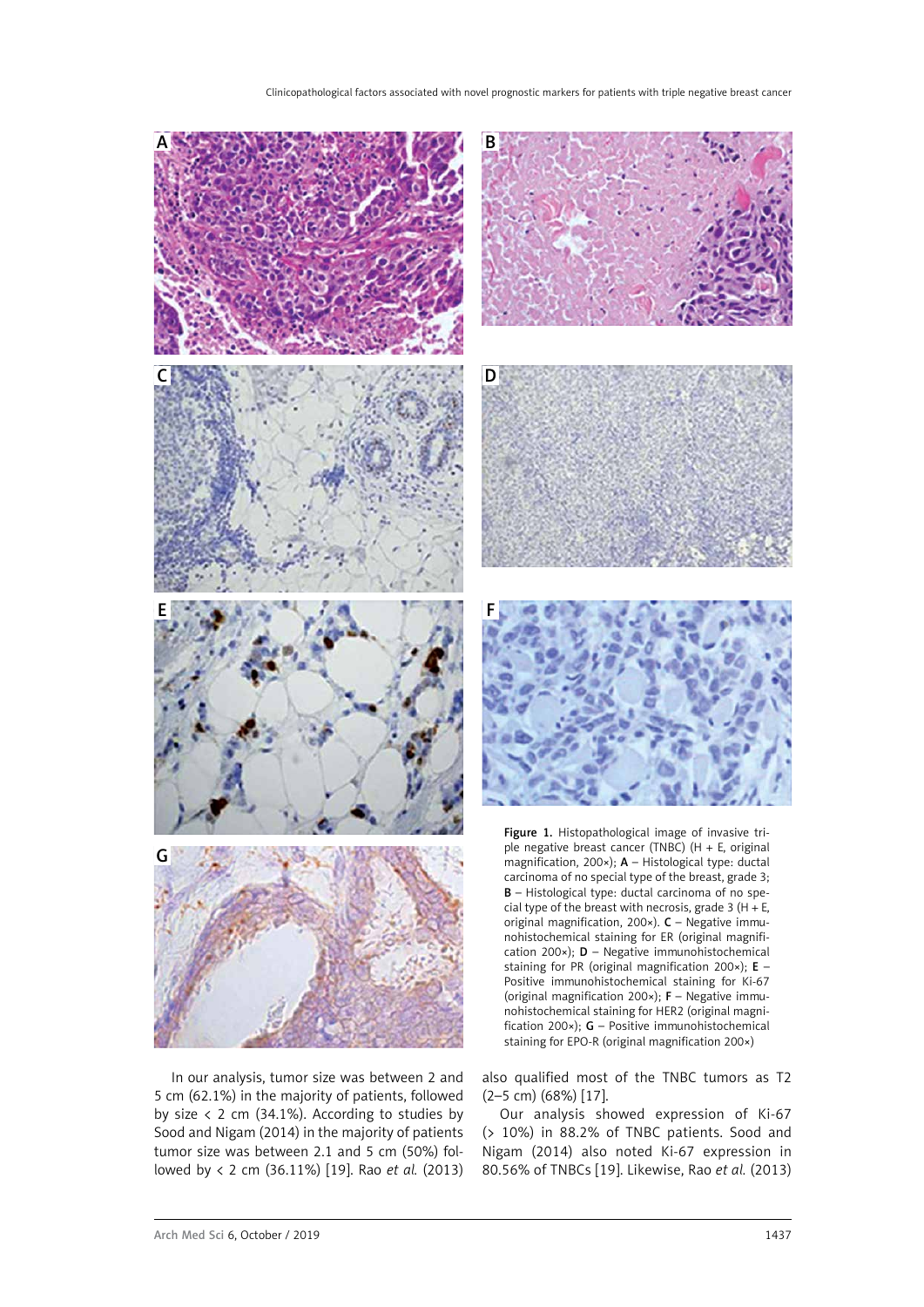Figure 1. Histopathological image of invasive triple negative breast cancer (TNBC) (H + E, original magnification, 200×); **A** – Histological type: ductal carcinoma of no special type of the breast, grade 3; **B** – Histological type: ductal carcinoma of no special type of the breast with necrosis, grade 3 (H + E, original magnification, 200×). **C** – Negative immunohistochemical staining for ER (original magnification 200×); **D** – Negative immunohistochemical staining for PR (original magnification 200×); **E** – Positive immunohistochemical staining for Ki-67 (original magnification 200×); **F** – Negative immunohistochemical staining for HER2 (original magnification 200×); **G** – Positive immunohistochemical staining for EPO-R (original magnification 200×)

In our analysis, tumor size was between 2 and 5 cm (62.1%) in the majority of patients, followed by size < 2 cm (34.1%). According to studies by Sood and Nigam (2014) in the majority of patients tumor size was between 2.1 and 5 cm (50%) followed by < 2 cm (36.11%) [19]. Rao *et al.* (2013) also qualified most of the TNBC tumors as T2 (2–5 cm) (68%) [17].

Our analysis showed expression of Ki-67 (> 10%) in 88.2% of TNBC patients. Sood and Nigam (2014) also noted Ki-67 expression in 80.56% of TNBCs [19]. Likewise, Rao *et al.* (2013)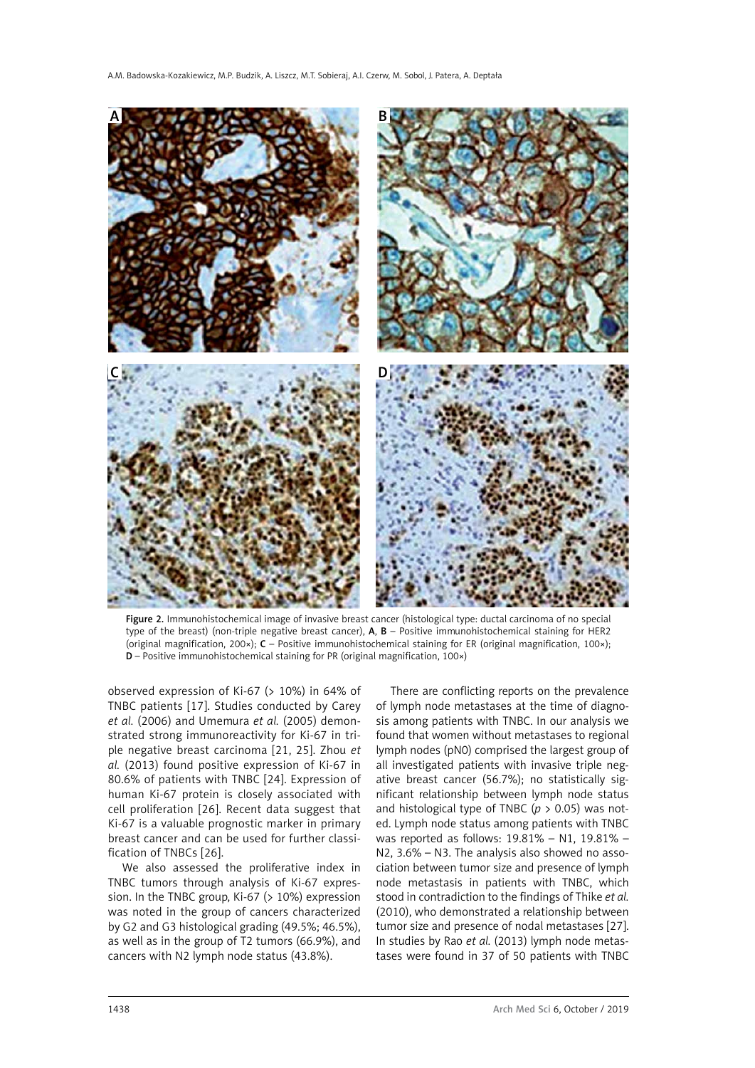Figure 2. Immunohistochemical image of invasive breast cancer (histological type: ductal carcinoma of no special type of the breast) (non-triple negative breast cancer), **A**, **B** – Positive immunohistochemical staining for HER2 (original magnification, 200×); **C** – Positive immunohistochemical staining for ER (original magnification, 100×); **D** – Positive immunohistochemical staining for PR (original magnification, 100×)

observed expression of Ki-67 (> 10%) in 64% of TNBC patients [17]. Studies conducted by Carey *et al.* (2006) and Umemura *et al.* (2005) demonstrated strong immunoreactivity for Ki-67 in triple negative breast carcinoma [21, 25]. Zhou *et al.* (2013) found positive expression of Ki-67 in 80.6% of patients with TNBC [24]. Expression of human Ki-67 protein is closely associated with cell proliferation [26]. Recent data suggest that Ki-67 is a valuable prognostic marker in primary breast cancer and can be used for further classification of TNBCs [26].

We also assessed the proliferative index in TNBC tumors through analysis of Ki-67 expression. In the TNBC group, Ki-67 (> 10%) expression was noted in the group of cancers characterized by G2 and G3 histological grading (49.5%; 46.5%), as well as in the group of T2 tumors (66.9%), and cancers with N2 lymph node status (43.8%).

There are conflicting reports on the prevalence of lymph node metastases at the time of diagnosis among patients with TNBC. In our analysis we found that women without metastases to regional lymph nodes (pN0) comprised the largest group of all investigated patients with invasive triple negative breast cancer (56.7%); no statistically significant relationship between lymph node status and histological type of TNBC ($p > 0.05$) was noted. Lymph node status among patients with TNBC was reported as follows: 19.81% – N1, 19.81% – N2, 3.6% – N3. The analysis also showed no association between tumor size and presence of lymph node metastasis in patients with TNBC, which stood in contradiction to the findings of Thike *et al.* (2010), who demonstrated a relationship between tumor size and presence of nodal metastases [27]. In studies by Rao *et al.* (2013) lymph node metastases were found in 37 of 50 patients with TNBC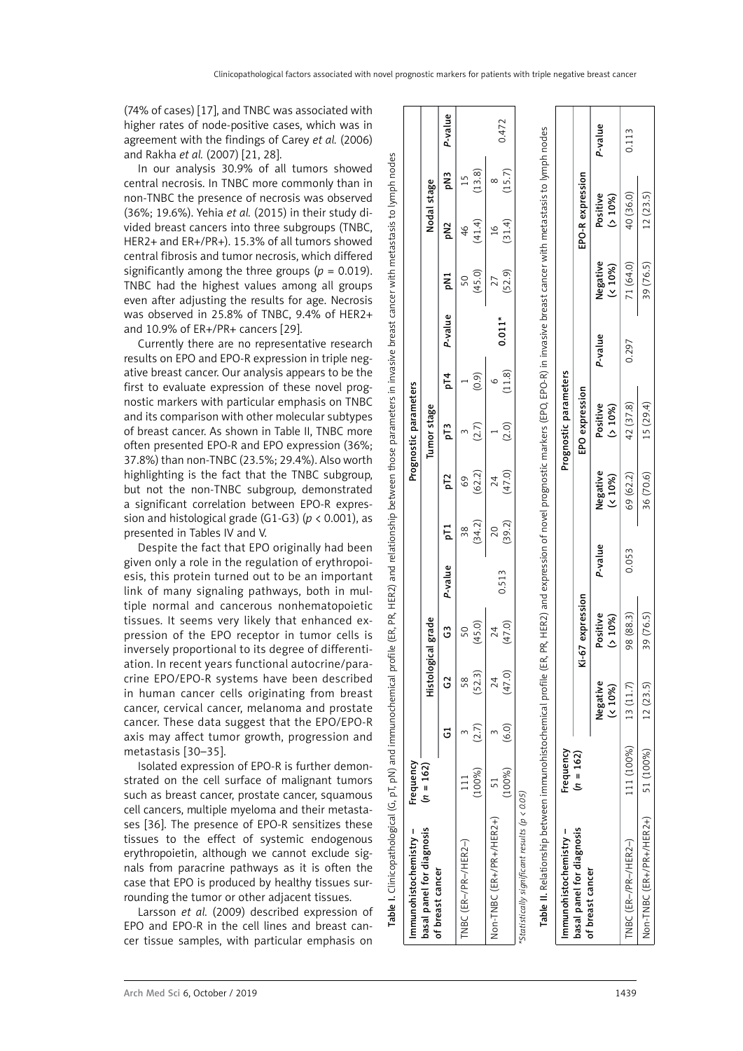(74% of cases) [17], and TNBC was associated with higher rates of node-positive cases, which was in agreement with the findings of Carey *et al.* (2006) and Rakha *et al.* (2007) [21, 28].

In our analysis 30.9% of all tumors showed central necrosis. In TNBC more commonly than in non-TNBC the presence of necrosis was observed (36%; 19.6%). Yehia *et al.* (2015) in their study divided breast cancers into three subgroups (TNBC, HER2+ and ER+/PR+). 15.3% of all tumors showed central fibrosis and tumor necrosis, which differed significantly among the three groups ($p = 0.019$). TNBC had the highest values among all groups even after adjusting the results for age. Necrosis was observed in 25.8% of TNBC, 9.4% of HER2+ and 10.9% of ER+/PR+ cancers [29].

Currently there are no representative research results on EPO and EPO-R expression in triple negative breast cancer. Our analysis appears to be the first to evaluate expression of these novel prognostic markers with particular emphasis on TNBC and its comparison with other molecular subtypes of breast cancer. As shown in Table II, TNBC more often presented EPO-R and EPO expression (36%; 37.8%) than non-TNBC (23.5%; 29.4%). Also worth highlighting is the fact that the TNBC subgroup, but not the non-TNBC subgroup, demonstrated a significant correlation between EPO-R expression and histological grade (G1-G3) ($p < 0.001$), as presented in Tables IV and V.

Despite the fact that EPO originally had been given only a role in the regulation of erythropoiesis, this protein turned out to be an important link of many signaling pathways, both in multiple normal and cancerous nonhematopoietic tissues. It seems very likely that enhanced expression of the EPO receptor in tumor cells is inversely proportional to its degree of differentiation. In recent years functional autocrine/paracrine EPO/EPO-R systems have been described in human cancer cells originating from breast cancer, cervical cancer, melanoma and prostate cancer. These data suggest that the EPO/EPO-R axis may affect tumor growth, progression and metastasis [30–35].

Isolated expression of EPO-R is further demonstrated on the cell surface of malignant tumors such as breast cancer, prostate cancer, squamous cell cancers, multiple myeloma and their metastases [36]. The presence of EPO-R sensitizes these tissues to the effect of systemic endogenous erythropoietin, although we cannot exclude signals from paracrine pathways as it is often the case that EPO is produced by healthy tissues surrounding the tumor or other adjacent tissues.

Larsson *et al.* (2009) described expression of EPO and EPO-R in the cell lines and breast cancer tissue samples, with particular emphasis on

**Table I.** Clinicopathological (G, pT, pN) and immunochemical profile (ER, PR, HER2) and relationship between those parameters in invasive breast cancer with metastasis to lymph nodes

| Immunohistochemistry – basal panel for diagnosis of breast cancer | Frequency ($n = 162$) | Prognostic parameters | | | | | | | | | | | | |
|---|---|---|---|---|---|---|---|---|---|---|---|---|---|---|
| | | Histological grade | | | | Tumor stage | | | | | Nodal stage | | | |
| | | G1 | G2 | G3 | P-value | pT1 | pT2 | pT3 | pT4 | P-value | pN1 | pN2 | pN3 | P-value |
| TNBC (ER–/PR–/HER2–) | 111 (100%) | 3 (2.7) | 58 (52.3) | 50 (45.0) | | 38 (34.2) | 69 (62.2) | 3 (2.7) | 1 (0.9) | | 50 (45.0) | 46 (41.4) | 15 (13.8) | |
| Non-TNBC (ER+/PR+/HER2+) | 51 (100%) | 3 (6.0) | 24 (47.0) | 24 (47.0) | 0.513 | 20 (39.2) | 24 (47.0) | 1 (2.0) | 6 (11.8) | 0.011* | 27 (52.9) | 16 (31.4) | 8 (15.7) | 0.472 |

*Statistically significant results ($p < 0.05$)

**Table II.** Relationship between immunohistochemical profile (ER, PR, HER2) and expression of novel prognostic markers (EPO, EPO-R) in invasive breast cancer with metastasis to lymph nodes

| Immunohistochemistry – basal panel for diagnosis of breast cancer | Frequency ($n = 162$) | Prognostic parameters | | | | | | | | |
|---|---|---|---|---|---|---|---|---|---|---|
| | | Ki-67 expression | | | EPO expression | | | EPO-R expression | | |
| | | Negative (< 10%) | Positive (> 10%) | P-value | Negative (< 10%) | Positive (> 10%) | P-value | Negative (< 10%) | Positive (> 10%) | P-value |
| TNBC (ER–/PR–/HER2–) | 111 (100%) | 13 (11.7) | 98 (88.3) | 0.053 | 69 (62.2) | 42 (37.8) | 0.297 | 71 (64.0) | 40 (36.0) | 0.113 |
| Non-TNBC (ER+/PR+/HER2+) | 51 (100%) | 12 (23.5) | 39 (76.5) | | 36 (70.6) | 15 (29.4) | | 39 (76.5) | 12 (23.5) | |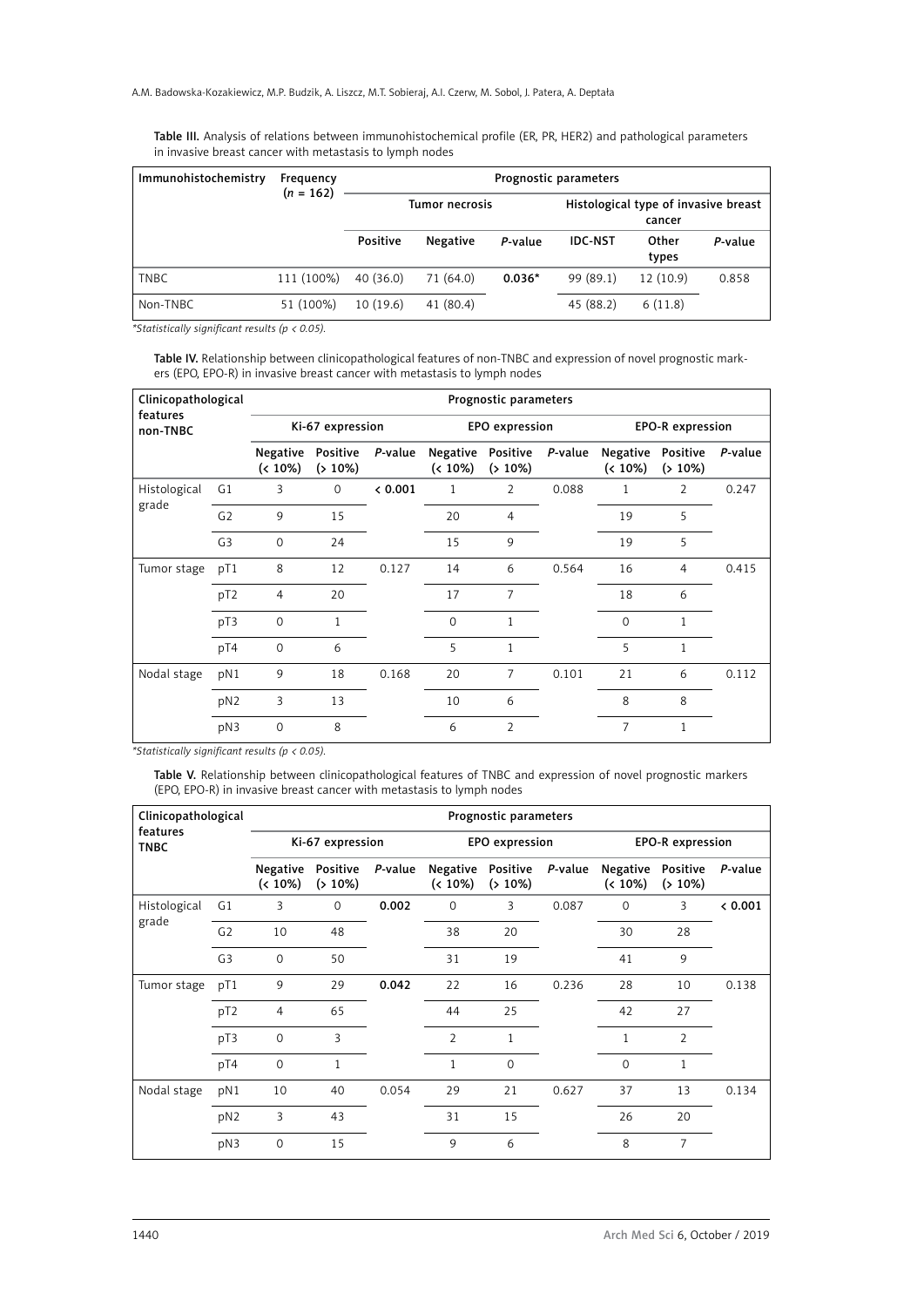**Table III.** Analysis of relations between immunohistochemical profile (ER, PR, HER2) and pathological parameters in invasive breast cancer with metastasis to lymph nodes

| Immunohistochemistry | Frequency ($n$ = 162) | Prognostic parameters | | | | | |
|---|---|---|---|---|---|---|---|
| | | Tumor necrosis | | | Histological type of invasive breast cancer | | |
| | | Positive | Negative | *P*-value | IDC-NST | Other types | *P*-value |
| TNBC | 111 (100%) | 40 (36.0) | 71 (64.0) | **0.036*** | 99 (89.1) | 12 (10.9) | 0.858 |
| Non-TNBC | 51 (100%) | 10 (19.6) | 41 (80.4) | | 45 (88.2) | 6 (11.8) | |

*\*Statistically significant results (p < 0.05).*

**Table IV.** Relationship between clinicopathological features of non-TNBC and expression of novel prognostic markers (EPO, EPO-R) in invasive breast cancer with metastasis to lymph nodes

| Clinicopathological features non-TNBC | | Prognostic parameters | | | | | | | | |
|---|---|---|---|---|---|---|---|---|---|---|
| | | Ki-67 expression | | | EPO expression | | | EPO-R expression | | |
| | | Negative (< 10%) | Positive (> 10%) | *P*-value | Negative (< 10%) | Positive (> 10%) | *P*-value | Negative (< 10%) | Positive (> 10%) | *P*-value |
| Histological grade | G1 | 3 | 0 | **< 0.001** | 1 | 2 | 0.088 | 1 | 2 | 0.247 |
| | G2 | 9 | 15 | | 20 | 4 | | 19 | 5 | |
| | G3 | 0 | 24 | | 15 | 9 | | 19 | 5 | |
| Tumor stage | pT1 | 8 | 12 | 0.127 | 14 | 6 | 0.564 | 16 | 4 | 0.415 |
| | pT2 | 4 | 20 | | 17 | 7 | | 18 | 6 | |
| | pT3 | 0 | 1 | | 0 | 1 | | 0 | 1 | |
| | pT4 | 0 | 6 | | 5 | 1 | | 5 | 1 | |
| Nodal stage | pN1 | 9 | 18 | 0.168 | 20 | 7 | 0.101 | 21 | 6 | 0.112 |
| | pN2 | 3 | 13 | | 10 | 6 | | 8 | 8 | |
| | pN3 | 0 | 8 | | 6 | 2 | | 7 | 1 | |

*\*Statistically significant results (p < 0.05).*

**Table V.** Relationship between clinicopathological features of TNBC and expression of novel prognostic markers (EPO, EPO-R) in invasive breast cancer with metastasis to lymph nodes

| Clinicopathological features TNBC | | Prognostic parameters | | | | | | | | |
|---|---|---|---|---|---|---|---|---|---|---|
| | | Ki-67 expression | | | EPO expression | | | EPO-R expression | | |
| | | Negative (< 10%) | Positive (> 10%) | *P*-value | Negative (< 10%) | Positive (> 10%) | *P*-value | Negative (< 10%) | Positive (> 10%) | *P*-value |
| Histological grade | G1 | 3 | 0 | **0.002** | 0 | 3 | 0.087 | 0 | 3 | **< 0.001** |
| | G2 | 10 | 48 | | 38 | 20 | | 30 | 28 | |
| | G3 | 0 | 50 | | 31 | 19 | | 41 | 9 | |
| Tumor stage | pT1 | 9 | 29 | **0.042** | 22 | 16 | 0.236 | 28 | 10 | 0.138 |
| | pT2 | 4 | 65 | | 44 | 25 | | 42 | 27 | |
| | pT3 | 0 | 3 | | 2 | 1 | | 1 | 2 | |
| | pT4 | 0 | 1 | | 1 | 0 | | 0 | 1 | |
| Nodal stage | pN1 | 10 | 40 | 0.054 | 29 | 21 | 0.627 | 37 | 13 | 0.134 |
| | pN2 | 3 | 43 | | 31 | 15 | | 26 | 20 | |
| | pN3 | 0 | 15 | | 9 | 6 | | 8 | 7 | |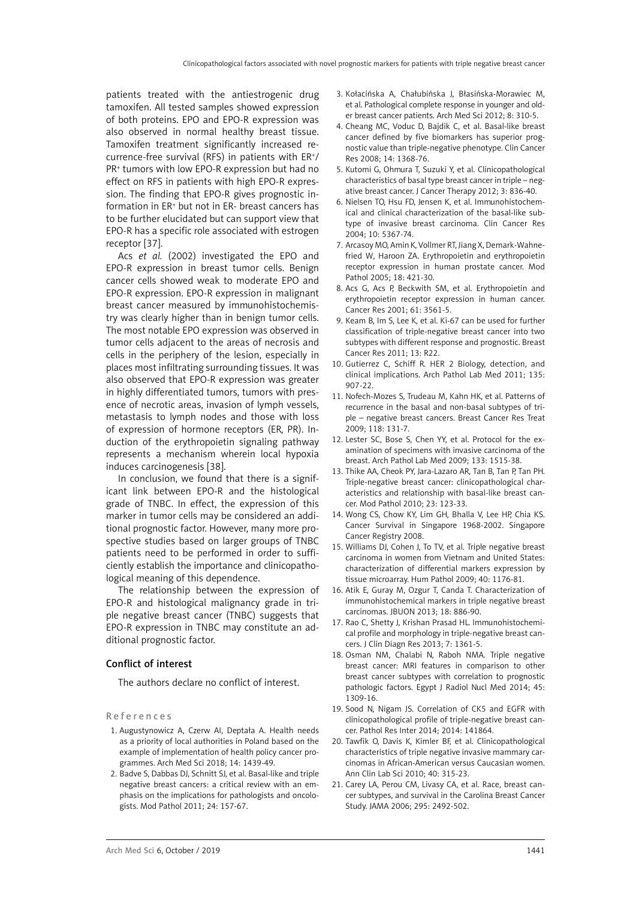patients treated with the antiestrogenic drug tamoxifen. All tested samples showed expression of both proteins. EPO and EPO-R expression was also observed in normal healthy breast tissue. Tamoxifen treatment significantly increased recurrence-free survival (RFS) in patients with $ER^+$/$PR^+$ tumors with low EPO-R expression but had no effect on RFS in patients with high EPO-R expression. The finding that EPO-R gives prognostic information in $ER^+$ but not in ER- breast cancers has to be further elucidated but can support view that EPO-R has a specific role associated with estrogen receptor [37].

Acs *et al.* (2002) investigated the EPO and EPO-R expression in breast tumor cells. Benign cancer cells showed weak to moderate EPO and EPO-R expression. EPO-R expression in malignant breast cancer measured by immunohistochemistry was clearly higher than in benign tumor cells. The most notable EPO expression was observed in tumor cells adjacent to the areas of necrosis and cells in the periphery of the lesion, especially in places most infiltrating surrounding tissues. It was also observed that EPO-R expression was greater in highly differentiated tumors, tumors with presence of necrotic areas, invasion of lymph vessels, metastasis to lymph nodes and those with loss of expression of hormone receptors (ER, PR). Induction of the erythropoietin signaling pathway represents a mechanism wherein local hypoxia induces carcinogenesis [38].

In conclusion, we found that there is a significant link between EPO-R and the histological grade of TNBC. In effect, the expression of this marker in tumor cells may be considered an additional prognostic factor. However, many more prospective studies based on larger groups of TNBC patients need to be performed in order to sufficiently establish the importance and clinicopathological meaning of this dependence.

The relationship between the expression of EPO-R and histological malignancy grade in triple negative breast cancer (TNBC) suggests that EPO-R expression in TNBC may constitute an additional prognostic factor.

## Conflict of interest

The authors declare no conflict of interest.

## References

1. Augustynowicz A, Czerw AI, Deptała A. Health needs as a priority of local authorities in Poland based on the example of implementation of health policy cancer programmes. Arch Med Sci 2018; 14: 1439-49.
2. Badve S, Dabbas DJ, Schnitt SJ, et al. Basal-like and triple negative breast cancers: a critical review with an emphasis on the implications for pathologists and oncologists. Mod Pathol 2011; 24: 157-67.
3. Kołacińska A, Chałubińska J, Błasińska-Morawiec M, et al. Pathological complete response in younger and older breast cancer patients. Arch Med Sci 2012; 8: 310-5.
4. Cheang MC, Voduc D, Bajdik C, et al. Basal-like breast cancer defined by five biomarkers has superior prognostic value than triple-negative phenotype. Clin Cancer Res 2008; 14: 1368-76.
5. Kutomi G, Ohmura T, Suzuki Y, et al. Clinicopathological characteristics of basal type breast cancer in triple – negative breast cancer. J Cancer Therapy 2012; 3: 836-40.
6. Nielsen TO, Hsu FD, Jensen K, et al. Immunohistochemical and clinical characterization of the basal-like subtype of invasive breast carcinoma. Clin Cancer Res 2004; 10: 5367-74.
7. Arcasoy MO, Amin K, Vollmer RT, Jiang X, Demark-Wahnefried W, Haroon ZA. Erythropoietin and erythropoietin receptor expression in human prostate cancer. Mod Pathol 2005; 18: 421-30.
8. Acs G, Acs P, Beckwith SM, et al. Erythropoietin and erythropoietin receptor expression in human cancer. Cancer Res 2001; 61: 3561-5.
9. Keam B, Im S, Lee K, et al. Ki-67 can be used for further classification of triple-negative breast cancer into two subtypes with different response and prognostic. Breast Cancer Res 2011; 13: R22.
10. Gutierrez C, Schiff R. HER 2 Biology, detection, and clinical implications. Arch Pathol Lab Med 2011; 135: 907-22.
11. Nofech-Mozes S, Trudeau M, Kahn HK, et al. Patterns of recurrence in the basal and non-basal subtypes of triple – negative breast cancers. Breast Cancer Res Treat 2009; 118: 131-7.
12. Lester SC, Bose S, Chen YY, et al. Protocol for the examination of specimens with invasive carcinoma of the breast. Arch Pathol Lab Med 2009; 133: 1515-38.
13. Thike AA, Cheok PY, Jara-Lazaro AR, Tan B, Tan P, Tan PH. Triple-negative breast cancer: clinicopathological characteristics and relationship with basal-like breast cancer. Mod Pathol 2010; 23: 123-33.
14. Wong CS, Chow KY, Lim GH, Bhalla V, Lee HP, Chia KS. Cancer Survival in Singapore 1968-2002. Singapore Cancer Registry 2008.
15. Williams DJ, Cohen J, To TV, et al. Triple negative breast carcinoma in women from Vietnam and United States: characterization of differential markers expression by tissue microarray. Hum Pathol 2009; 40: 1176-81.
16. Atik E, Guray M, Ozgur T, Canda T. Characterization of immunohistochemical markers in triple negative breast carcinomas. JBUON 2013; 18: 886-90.
17. Rao C, Shetty J, Krishan Prasad HL. Immunohistochemical profile and morphology in triple-negative breast cancers. J Clin Diagn Res 2013; 7: 1361-5.
18. Osman NM, Chalabi N, Raboh NMA. Triple negative breast cancer: MRI features in comparison to other breast cancer subtypes with correlation to prognostic pathologic factors. Egypt J Radiol Nucl Med 2014; 45: 1309-16.
19. Sood N, Nigam JS. Correlation of CK5 and EGFR with clinicopathological profile of triple-negative breast cancer. Pathol Res Inter 2014; 2014: 141864.
20. Tawfik O, Davis K, Kimler BF, et al. Clinicopathological characteristics of triple negative invasive mammary carcinomas in African-American versus Caucasian women. Ann Clin Lab Sci 2010; 40: 315-23.
21. Carey LA, Perou CM, Livasy CA, et al. Race, breast cancer subtypes, and survival in the Carolina Breast Cancer Study. JAMA 2006; 295: 2492-502.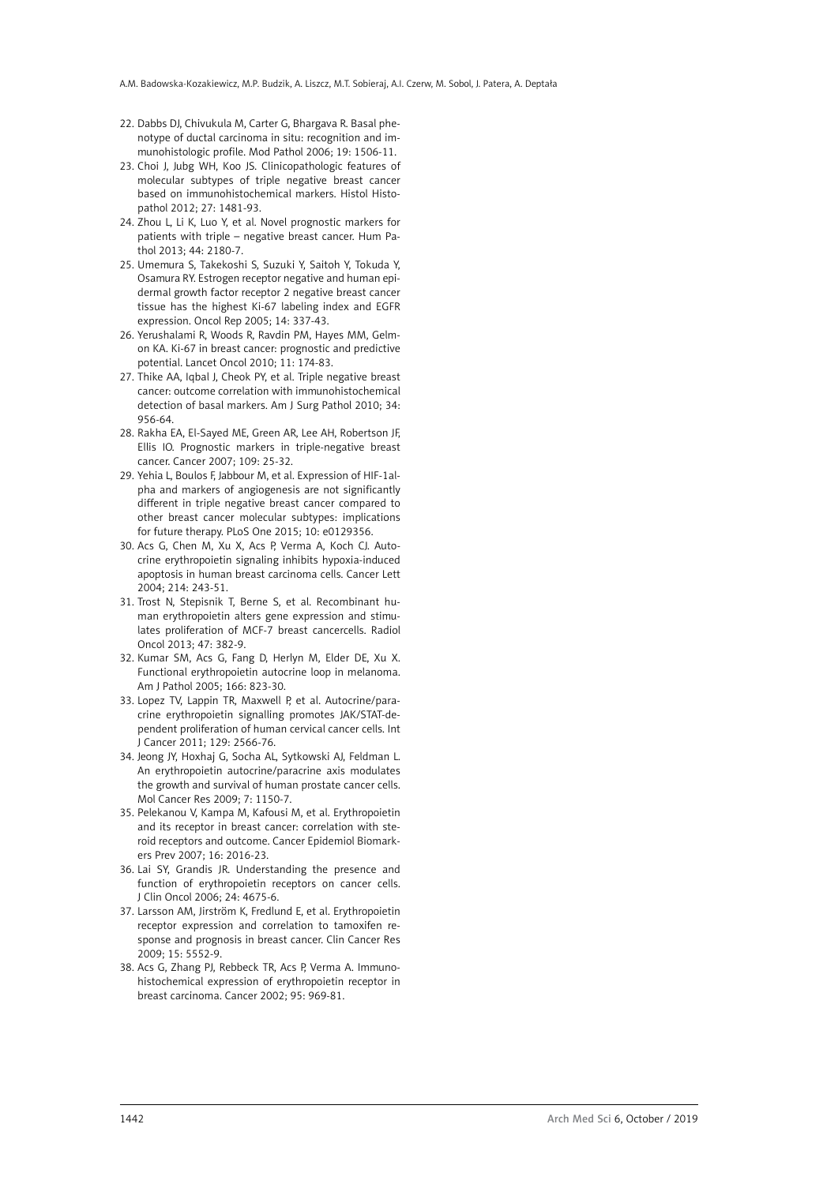22. Dabbs DJ, Chivukula M, Carter G, Bhargava R. Basal phenotype of ductal carcinoma in situ: recognition and immunohistologic profile. Mod Pathol 2006; 19: 1506-11.
23. Choi J, Jubg WH, Koo JS. Clinicopathologic features of molecular subtypes of triple negative breast cancer based on immunohistochemical markers. Histol Histopathol 2012; 27: 1481-93.
24. Zhou L, Li K, Luo Y, et al. Novel prognostic markers for patients with triple – negative breast cancer. Hum Pathol 2013; 44: 2180-7.
25. Umemura S, Takekoshi S, Suzuki Y, Saitoh Y, Tokuda Y, Osamura RY. Estrogen receptor negative and human epidermal growth factor receptor 2 negative breast cancer tissue has the highest Ki-67 labeling index and EGFR expression. Oncol Rep 2005; 14: 337-43.
26. Yerushalami R, Woods R, Ravdin PM, Hayes MM, Gelmon KA. Ki-67 in breast cancer: prognostic and predictive potential. Lancet Oncol 2010; 11: 174-83.
27. Thike AA, Iqbal J, Cheok PY, et al. Triple negative breast cancer: outcome correlation with immunohistochemical detection of basal markers. Am J Surg Pathol 2010; 34: 956-64.
28. Rakha EA, El-Sayed ME, Green AR, Lee AH, Robertson JF, Ellis IO. Prognostic markers in triple-negative breast cancer. Cancer 2007; 109: 25-32.
29. Yehia L, Boulos F, Jabbour M, et al. Expression of HIF-1alpha and markers of angiogenesis are not significantly different in triple negative breast cancer compared to other breast cancer molecular subtypes: implications for future therapy. PLoS One 2015; 10: e0129356.
30. Acs G, Chen M, Xu X, Acs P, Verma A, Koch CJ. Autocrine erythropoietin signaling inhibits hypoxia-induced apoptosis in human breast carcinoma cells. Cancer Lett 2004; 214: 243-51.
31. Trost N, Stepisnik T, Berne S, et al. Recombinant human erythropoietin alters gene expression and stimulates proliferation of MCF-7 breast cancercells. Radiol Oncol 2013; 47: 382-9.
32. Kumar SM, Acs G, Fang D, Herlyn M, Elder DE, Xu X. Functional erythropoietin autocrine loop in melanoma. Am J Pathol 2005; 166: 823-30.
33. Lopez TV, Lappin TR, Maxwell P, et al. Autocrine/paracrine erythropoietin signalling promotes JAK/STAT-dependent proliferation of human cervical cancer cells. Int J Cancer 2011; 129: 2566-76.
34. Jeong JY, Hoxhaj G, Socha AL, Sytkowski AJ, Feldman L. An erythropoietin autocrine/paracrine axis modulates the growth and survival of human prostate cancer cells. Mol Cancer Res 2009; 7: 1150-7.
35. Pelekanou V, Kampa M, Kafousi M, et al. Erythropoietin and its receptor in breast cancer: correlation with steroid receptors and outcome. Cancer Epidemiol Biomarkers Prev 2007; 16: 2016-23.
36. Lai SY, Grandis JR. Understanding the presence and function of erythropoietin receptors on cancer cells. J Clin Oncol 2006; 24: 4675-6.
37. Larsson AM, Jirström K, Fredlund E, et al. Erythropoietin receptor expression and correlation to tamoxifen response and prognosis in breast cancer. Clin Cancer Res 2009; 15: 5552-9.
38. Acs G, Zhang PJ, Rebbeck TR, Acs P, Verma A. Immunohistochemical expression of erythropoietin receptor in breast carcinoma. Cancer 2002; 95: 969-81.